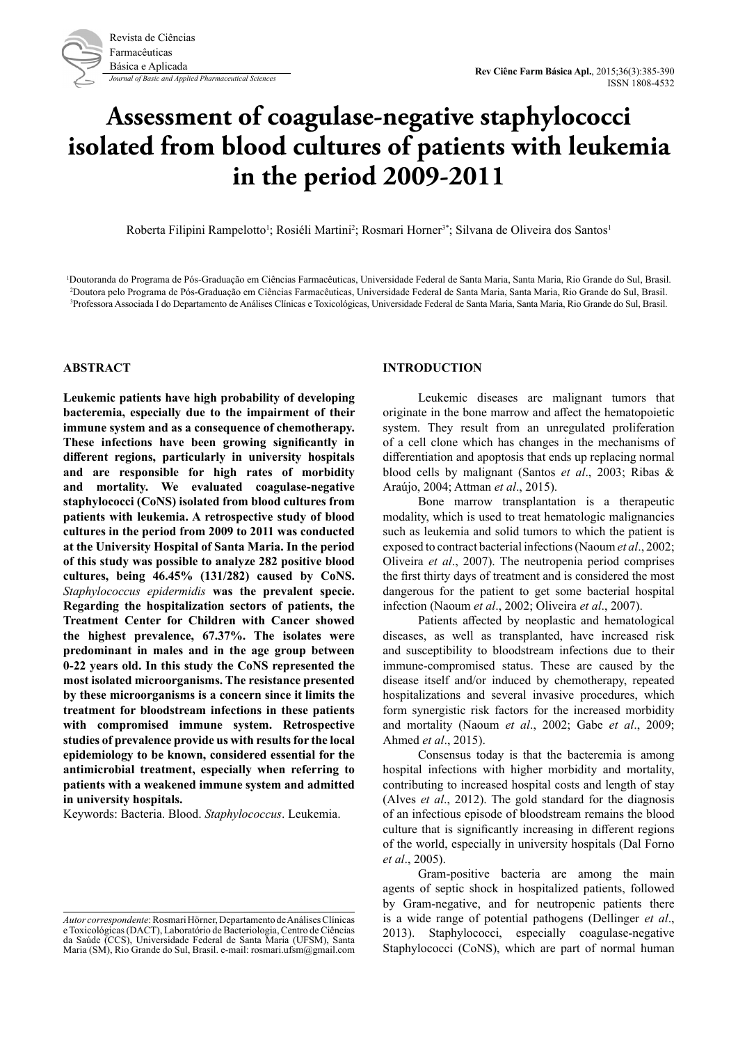# Assessment of coagulase-negative staphylococci isolated from blood cultures of patients with leukemia in the period 2009-2011

Roberta Filipini Rampelotto[1]; Rosiéli Martini[2]; Rosmari Horner[3*]; Silvana de Oliveira dos Santos[1]

[1]Doutoranda do Programa de Pós-Graduação em Ciências Farmacêuticas, Universidade Federal de Santa Maria, Santa Maria, Rio Grande do Sul, Brasil.
[2]Doutora pelo Programa de Pós-Graduação em Ciências Farmacêuticas, Universidade Federal de Santa Maria, Santa Maria, Rio Grande do Sul, Brasil.
[3]Professora Associada I do Departamento de Análises Clínicas e Toxicológicas, Universidade Federal de Santa Maria, Santa Maria, Rio Grande do Sul, Brasil.

## ABSTRACT

**Leukemic patients have high probability of developing bacteremia, especially due to the impairment of their immune system and as a consequence of chemotherapy. These infections have been growing significantly in different regions, particularly in university hospitals and are responsible for high rates of morbidity and mortality. We evaluated coagulase-negative staphylococci (CoNS) isolated from blood cultures from patients with leukemia. A retrospective study of blood cultures in the period from 2009 to 2011 was conducted at the University Hospital of Santa Maria. In the period of this study was possible to analyze 282 positive blood cultures, being 46.45% (131/282) caused by CoNS. *Staphylococcus epidermidis* was the prevalent specie. Regarding the hospitalization sectors of patients, the Treatment Center for Children with Cancer showed the highest prevalence, 67.37%. The isolates were predominant in males and in the age group between 0-22 years old. In this study the CoNS represented the most isolated microorganisms. The resistance presented by these microorganisms is a concern since it limits the treatment for bloodstream infections in these patients with compromised immune system. Retrospective studies of prevalence provide us with results for the local epidemiology to be known, considered essential for the antimicrobial treatment, especially when referring to patients with a weakened immune system and admitted in university hospitals.**

Keywords: Bacteria. Blood. *Staphylococcus*. Leukemia.

*Autor correspondente*: Rosmari Hörner, Departamento de Análises Clínicas e Toxicológicas (DACT), Laboratório de Bacteriologia, Centro de Ciências da Saúde (CCS), Universidade Federal de Santa Maria (UFSM), Santa Maria (SM), Rio Grande do Sul, Brasil. e-mail: rosmari.ufsm@gmail.com

## INTRODUCTION

Leukemic diseases are malignant tumors that originate in the bone marrow and affect the hematopoietic system. They result from an unregulated proliferation of a cell clone which has changes in the mechanisms of differentiation and apoptosis that ends up replacing normal blood cells by malignant (Santos *et al*., 2003; Ribas & Araújo, 2004; Attman *et al*., 2015).

Bone marrow transplantation is a therapeutic modality, which is used to treat hematologic malignancies such as leukemia and solid tumors to which the patient is exposed to contract bacterial infections (Naoum *et al*., 2002; Oliveira *et al*., 2007). The neutropenia period comprises the first thirty days of treatment and is considered the most dangerous for the patient to get some bacterial hospital infection (Naoum *et al*., 2002; Oliveira *et al*., 2007).

Patients affected by neoplastic and hematological diseases, as well as transplanted, have increased risk and susceptibility to bloodstream infections due to their immune-compromised status. These are caused by the disease itself and/or induced by chemotherapy, repeated hospitalizations and several invasive procedures, which form synergistic risk factors for the increased morbidity and mortality (Naoum *et al*., 2002; Gabe *et al*., 2009; Ahmed *et al*., 2015).

Consensus today is that the bacteremia is among hospital infections with higher morbidity and mortality, contributing to increased hospital costs and length of stay (Alves *et al*., 2012). The gold standard for the diagnosis of an infectious episode of bloodstream remains the blood culture that is significantly increasing in different regions of the world, especially in university hospitals (Dal Forno *et al*., 2005).

Gram-positive bacteria are among the main agents of septic shock in hospitalized patients, followed by Gram-negative, and for neutropenic patients there is a wide range of potential pathogens (Dellinger *et al*., 2013). Staphylococci, especially coagulase-negative Staphylococci (CoNS), which are part of normal human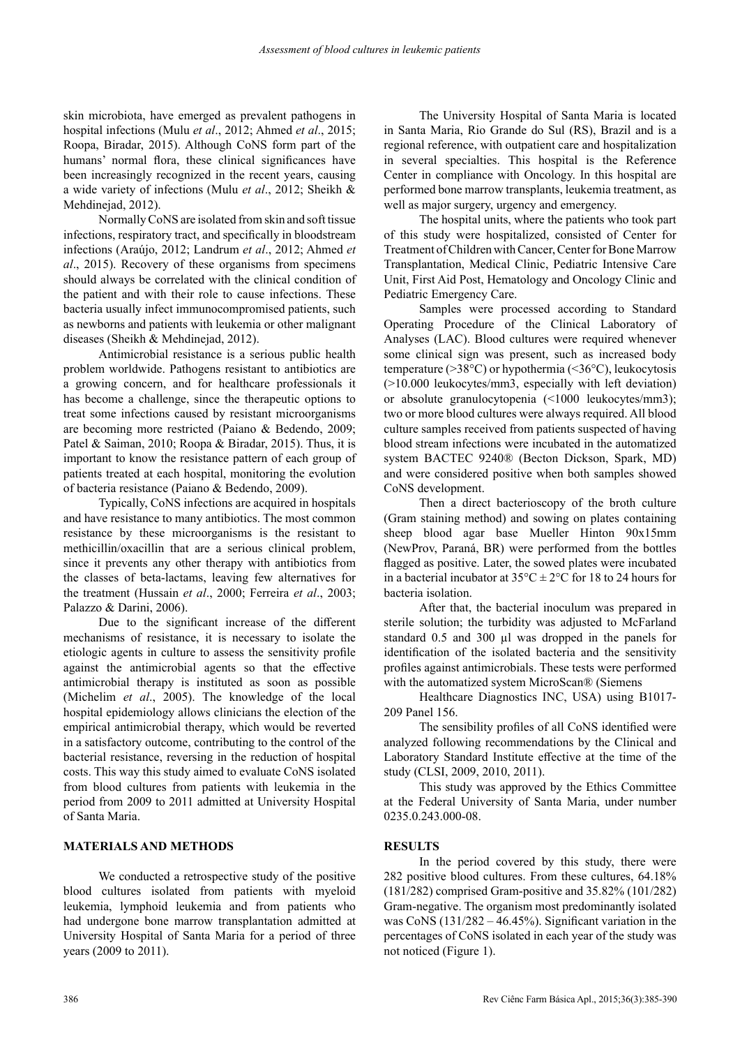skin microbiota, have emerged as prevalent pathogens in hospital infections (Mulu *et al*., 2012; Ahmed *et al*., 2015; Roopa, Biradar, 2015). Although CoNS form part of the humans' normal flora, these clinical significances have been increasingly recognized in the recent years, causing a wide variety of infections (Mulu *et al*., 2012; Sheikh & Mehdinejad, 2012).

Normally CoNS are isolated from skin and soft tissue infections, respiratory tract, and specifically in bloodstream infections (Araújo, 2012; Landrum *et al*., 2012; Ahmed *et al*., 2015). Recovery of these organisms from specimens should always be correlated with the clinical condition of the patient and with their role to cause infections. These bacteria usually infect immunocompromised patients, such as newborns and patients with leukemia or other malignant diseases (Sheikh & Mehdinejad, 2012).

Antimicrobial resistance is a serious public health problem worldwide. Pathogens resistant to antibiotics are a growing concern, and for healthcare professionals it has become a challenge, since the therapeutic options to treat some infections caused by resistant microorganisms are becoming more restricted (Paiano & Bedendo, 2009; Patel & Saiman, 2010; Roopa & Biradar, 2015). Thus, it is important to know the resistance pattern of each group of patients treated at each hospital, monitoring the evolution of bacteria resistance (Paiano & Bedendo, 2009).

Typically, CoNS infections are acquired in hospitals and have resistance to many antibiotics. The most common resistance by these microorganisms is the resistant to methicillin/oxacillin that are a serious clinical problem, since it prevents any other therapy with antibiotics from the classes of beta-lactams, leaving few alternatives for the treatment (Hussain *et al*., 2000; Ferreira *et al*., 2003; Palazzo & Darini, 2006).

Due to the significant increase of the different mechanisms of resistance, it is necessary to isolate the etiologic agents in culture to assess the sensitivity profile against the antimicrobial agents so that the effective antimicrobial therapy is instituted as soon as possible (Michelim *et al*., 2005). The knowledge of the local hospital epidemiology allows clinicians the election of the empirical antimicrobial therapy, which would be reverted in a satisfactory outcome, contributing to the control of the bacterial resistance, reversing in the reduction of hospital costs. This way this study aimed to evaluate CoNS isolated from blood cultures from patients with leukemia in the period from 2009 to 2011 admitted at University Hospital of Santa Maria.

## MATERIALS AND METHODS

We conducted a retrospective study of the positive blood cultures isolated from patients with myeloid leukemia, lymphoid leukemia and from patients who had undergone bone marrow transplantation admitted at University Hospital of Santa Maria for a period of three years (2009 to 2011).

The University Hospital of Santa Maria is located in Santa Maria, Rio Grande do Sul (RS), Brazil and is a regional reference, with outpatient care and hospitalization in several specialties. This hospital is the Reference Center in compliance with Oncology. In this hospital are performed bone marrow transplants, leukemia treatment, as well as major surgery, urgency and emergency.

The hospital units, where the patients who took part of this study were hospitalized, consisted of Center for Treatment of Children with Cancer, Center for Bone Marrow Transplantation, Medical Clinic, Pediatric Intensive Care Unit, First Aid Post, Hematology and Oncology Clinic and Pediatric Emergency Care.

Samples were processed according to Standard Operating Procedure of the Clinical Laboratory of Analyses (LAC). Blood cultures were required whenever some clinical sign was present, such as increased body temperature (>38°C) or hypothermia (<36°C), leukocytosis (>10.000 leukocytes/mm3, especially with left deviation) or absolute granulocytopenia (<1000 leukocytes/mm3); two or more blood cultures were always required. All blood culture samples received from patients suspected of having blood stream infections were incubated in the automatized system BACTEC 9240® (Becton Dickson, Spark, MD) and were considered positive when both samples showed CoNS development.

Then a direct bacterioscopy of the broth culture (Gram staining method) and sowing on plates containing sheep blood agar base Mueller Hinton 90x15mm (NewProv, Paraná, BR) were performed from the bottles flagged as positive. Later, the sowed plates were incubated in a bacterial incubator at 35°C ± 2°C for 18 to 24 hours for bacteria isolation.

After that, the bacterial inoculum was prepared in sterile solution; the turbidity was adjusted to McFarland standard 0.5 and 300 µl was dropped in the panels for identification of the isolated bacteria and the sensitivity profiles against antimicrobials. These tests were performed with the automatized system MicroScan® (Siemens Healthcare Diagnostics INC, USA) using B1017-209 Panel 156.

The sensibility profiles of all CoNS identified were analyzed following recommendations by the Clinical and Laboratory Standard Institute effective at the time of the study (CLSI, 2009, 2010, 2011).

This study was approved by the Ethics Committee at the Federal University of Santa Maria, under number 0235.0.243.000-08.

## RESULTS

In the period covered by this study, there were 282 positive blood cultures. From these cultures, 64.18% (181/282) comprised Gram-positive and 35.82% (101/282) Gram-negative. The organism most predominantly isolated was CoNS (131/282 – 46.45%). Significant variation in the percentages of CoNS isolated in each year of the study was not noticed (Figure 1).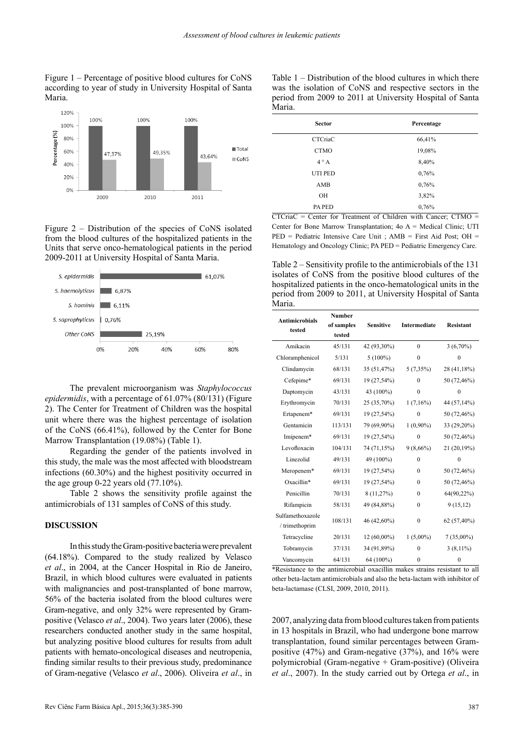Figure 1 – Percentage of positive blood cultures for CoNS according to year of study in University Hospital of Santa Maria.

Figure 2 – Distribution of the species of CoNS isolated from the blood cultures of the hospitalized patients in the Units that serve onco-hematological patients in the period 2009-2011 at University Hospital of Santa Maria.

The prevalent microorganism was *Staphylococcus epidermidis*, with a percentage of 61.07% (80/131) (Figure 2). The Center for Treatment of Children was the hospital unit where there was the highest percentage of isolation of the CoNS (66.41%), followed by the Center for Bone Marrow Transplantation (19.08%) (Table 1).

Regarding the gender of the patients involved in this study, the male was the most affected with bloodstream infections (60.30%) and the highest positivity occurred in the age group 0-22 years old (77.10%).

Table 2 shows the sensitivity profile against the antimicrobials of 131 samples of CoNS of this study.

Table 1 – Distribution of the blood cultures in which there was the isolation of CoNS and respective sectors in the period from 2009 to 2011 at University Hospital of Santa Maria.

| Sector | Percentage |
|---|---|
| CTCriaC | 66,41% |
| CTMO | 19,08% |
| 4 ° A | 8,40% |
| UTI PED | 0,76% |
| AMB | 0,76% |
| OH | 3,82% |
| PA PED | 0,76% |

CTCriaC = Center for Treatment of Children with Cancer; CTMO = Center for Bone Marrow Transplantation; 4o A = Medical Clinic; UTI PED = Pediatric Intensive Care Unit ; AMB = First Aid Post; OH = Hematology and Oncology Clinic; PA PED = Pediatric Emergency Care.

Table 2 – Sensitivity profile to the antimicrobials of the 131 isolates of CoNS from the positive blood cultures of the hospitalized patients in the onco-hematological units in the period from 2009 to 2011, at University Hospital of Santa Maria.

| Antimicrobials tested | Number of samples tested | Sensitive | Intermediate | Resistant |
|---|---|---|---|---|
| Amikacin | 45/131 | 42 (93,30%) | 0 | 3 (6,70%) |
| Chloramphenicol | 5/131 | 5 (100%) | 0 | 0 |
| Clindamycin | 68/131 | 35 (51,47%) | 5 (7,35%) | 28 (41,18%) |
| Cefepime* | 69/131 | 19 (27,54%) | 0 | 50 (72,46%) |
| Daptomycin | 43/131 | 43 (100%) | 0 | 0 |
| Erythromycin | 70/131 | 25 (35,70%) | 1 (7,16%) | 44 (57,14%) |
| Ertapenem* | 69/131 | 19 (27,54%) | 0 | 50 (72,46%) |
| Gentamicin | 113/131 | 79 (69,90%) | 1 (0,90%) | 33 (29,20%) |
| Imipenem* | 69/131 | 19 (27,54%) | 0 | 50 (72,46%) |
| Levofloxacin | 104/131 | 74 (71,15%) | 9 (8,66%) | 21 (20,19%) |
| Linezolid | 49/131 | 49 (100%) | 0 | 0 |
| Meropenem* | 69/131 | 19 (27,54%) | 0 | 50 (72,46%) |
| Oxacillin* | 69/131 | 19 (27,54%) | 0 | 50 (72,46%) |
| Penicillin | 70/131 | 8 (11,27%) | 0 | 64(90,22%) |
| Rifampicin | 58/131 | 49 (84,88%) | 0 | 9 (15,12) |
| Sulfamethoxazole / trimethoprim | 108/131 | 46 (42,60%) | 0 | 62 (57,40%) |
| Tetracycline | 20/131 | 12 (60,00%) | 1 (5,00%) | 7 (35,00%) |
| Tobramycin | 37/131 | 34 (91,89%) | 0 | 3 (8,11%) |
| Vancomycin | 64/131 | 64 (100%) | 0 | 0 |

*Resistance to the antimicrobial oxacillin makes strains resistant to all other beta-lactam antimicrobials and also the beta-lactam with inhibitor of beta-lactamase (CLSI, 2009, 2010, 2011).

## DISCUSSION

In this study the Gram-positive bacteria were prevalent (64.18%). Compared to the study realized by Velasco *et al*., in 2004, at the Cancer Hospital in Rio de Janeiro, Brazil, in which blood cultures were evaluated in patients with malignancies and post-transplanted of bone marrow, 56% of the bacteria isolated from the blood cultures were Gram-negative, and only 32% were represented by Gram-positive (Velasco *et al*., 2004). Two years later (2006), these researchers conducted another study in the same hospital, but analyzing positive blood cultures for results from adult patients with hemato-oncological diseases and neutropenia, finding similar results to their previous study, predominance of Gram-negative (Velasco *et al*., 2006). Oliveira *et al*., in 2007, analyzing data from blood cultures taken from patients in 13 hospitals in Brazil, who had undergone bone marrow transplantation, found similar percentages between Gram-positive (47%) and Gram-negative (37%), and 16% were polymicrobial (Gram-negative + Gram-positive) (Oliveira *et al*., 2007). In the study carried out by Ortega *et al*., in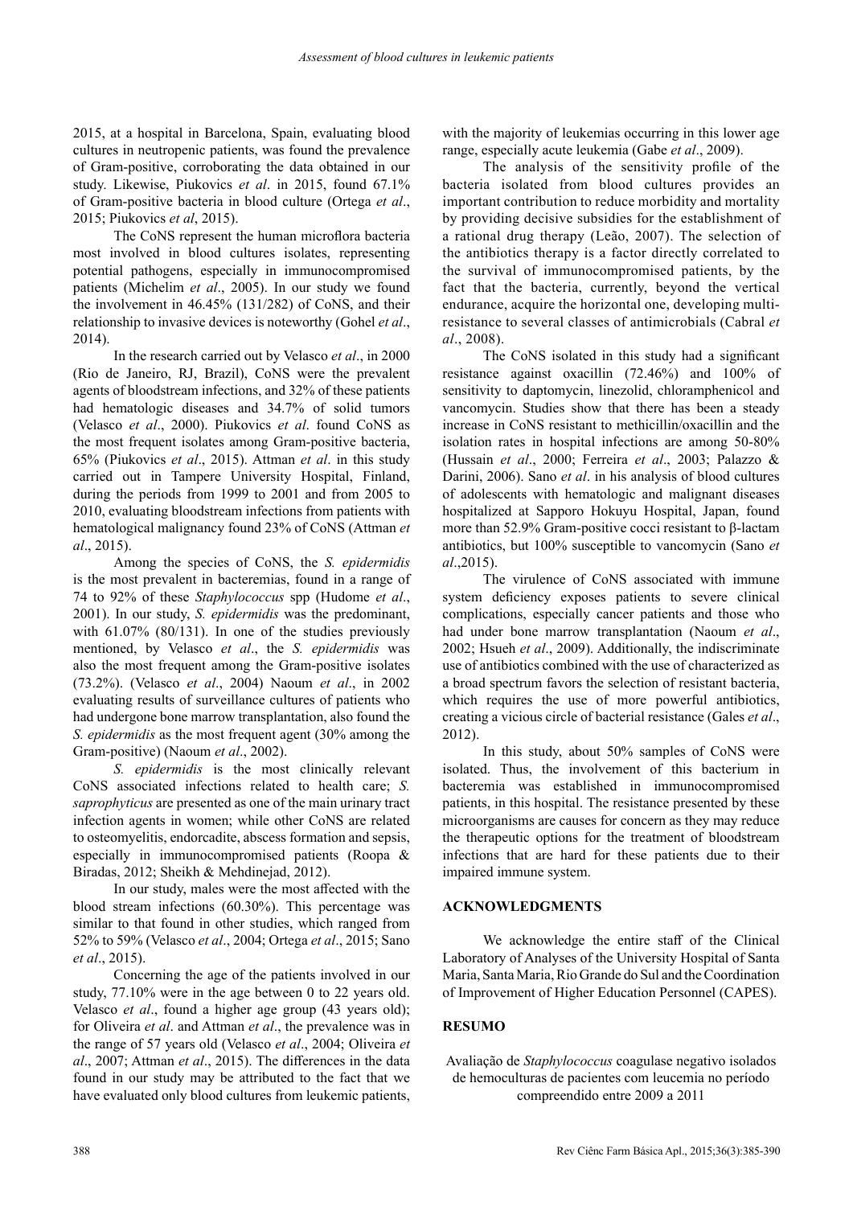2015, at a hospital in Barcelona, Spain, evaluating blood cultures in neutropenic patients, was found the prevalence of Gram-positive, corroborating the data obtained in our study. Likewise, Piukovics *et al*. in 2015, found 67.1% of Gram-positive bacteria in blood culture (Ortega *et al*., 2015; Piukovics *et al*, 2015).

The CoNS represent the human microflora bacteria most involved in blood cultures isolates, representing potential pathogens, especially in immunocompromised patients (Michelim *et al*., 2005). In our study we found the involvement in 46.45% (131/282) of CoNS, and their relationship to invasive devices is noteworthy (Gohel *et al*., 2014).

In the research carried out by Velasco *et al*., in 2000 (Rio de Janeiro, RJ, Brazil), CoNS were the prevalent agents of bloodstream infections, and 32% of these patients had hematologic diseases and 34.7% of solid tumors (Velasco *et al*., 2000). Piukovics *et al*. found CoNS as the most frequent isolates among Gram-positive bacteria, 65% (Piukovics *et al*., 2015). Attman *et al*. in this study carried out in Tampere University Hospital, Finland, during the periods from 1999 to 2001 and from 2005 to 2010, evaluating bloodstream infections from patients with hematological malignancy found 23% of CoNS (Attman *et al*., 2015).

Among the species of CoNS, the *S. epidermidis* is the most prevalent in bacteremias, found in a range of 74 to 92% of these *Staphylococcus* spp (Hudome *et al*., 2001). In our study, *S. epidermidis* was the predominant, with 61.07% (80/131). In one of the studies previously mentioned, by Velasco *et al*., the *S. epidermidis* was also the most frequent among the Gram-positive isolates (73.2%). (Velasco *et al*., 2004) Naoum *et al*., in 2002 evaluating results of surveillance cultures of patients who had undergone bone marrow transplantation, also found the *S. epidermidis* as the most frequent agent (30% among the Gram-positive) (Naoum *et al*., 2002).

*S. epidermidis* is the most clinically relevant CoNS associated infections related to health care; *S. saprophyticus* are presented as one of the main urinary tract infection agents in women; while other CoNS are related to osteomyelitis, endorcadite, abscess formation and sepsis, especially in immunocompromised patients (Roopa & Biradas, 2012; Sheikh & Mehdinejad, 2012).

In our study, males were the most affected with the blood stream infections (60.30%). This percentage was similar to that found in other studies, which ranged from 52% to 59% (Velasco *et al*., 2004; Ortega *et al*., 2015; Sano *et al*., 2015).

Concerning the age of the patients involved in our study, 77.10% were in the age between 0 to 22 years old. Velasco *et al*., found a higher age group (43 years old); for Oliveira *et al*. and Attman *et al*., the prevalence was in the range of 57 years old (Velasco *et al*., 2004; Oliveira *et al*., 2007; Attman *et al*., 2015). The differences in the data found in our study may be attributed to the fact that we have evaluated only blood cultures from leukemic patients, with the majority of leukemias occurring in this lower age range, especially acute leukemia (Gabe *et al*., 2009).

The analysis of the sensitivity profile of the bacteria isolated from blood cultures provides an important contribution to reduce morbidity and mortality by providing decisive subsidies for the establishment of a rational drug therapy (Leão, 2007). The selection of the antibiotics therapy is a factor directly correlated to the survival of immunocompromised patients, by the fact that the bacteria, currently, beyond the vertical endurance, acquire the horizontal one, developing multi-resistance to several classes of antimicrobials (Cabral *et al*., 2008).

The CoNS isolated in this study had a significant resistance against oxacillin (72.46%) and 100% of sensitivity to daptomycin, linezolid, chloramphenicol and vancomycin. Studies show that there has been a steady increase in CoNS resistant to methicillin/oxacillin and the isolation rates in hospital infections are among 50-80% (Hussain *et al*., 2000; Ferreira *et al*., 2003; Palazzo & Darini, 2006). Sano *et al*. in his analysis of blood cultures of adolescents with hematologic and malignant diseases hospitalized at Sapporo Hokuyu Hospital, Japan, found more than 52.9% Gram-positive cocci resistant to β-lactam antibiotics, but 100% susceptible to vancomycin (Sano *et al*.,2015).

The virulence of CoNS associated with immune system deficiency exposes patients to severe clinical complications, especially cancer patients and those who had under bone marrow transplantation (Naoum *et al*., 2002; Hsueh *et al*., 2009). Additionally, the indiscriminate use of antibiotics combined with the use of characterized as a broad spectrum favors the selection of resistant bacteria, which requires the use of more powerful antibiotics, creating a vicious circle of bacterial resistance (Gales *et al*., 2012).

In this study, about 50% samples of CoNS were isolated. Thus, the involvement of this bacterium in bacteremia was established in immunocompromised patients, in this hospital. The resistance presented by these microorganisms are causes for concern as they may reduce the therapeutic options for the treatment of bloodstream infections that are hard for these patients due to their impaired immune system.

## ACKNOWLEDGMENTS

We acknowledge the entire staff of the Clinical Laboratory of Analyses of the University Hospital of Santa Maria, Santa Maria, Rio Grande do Sul and the Coordination of Improvement of Higher Education Personnel (CAPES).

## RESUMO

Avaliação de *Staphylococcus* coagulase negativo isolados de hemoculturas de pacientes com leucemia no período compreendido entre 2009 a 2011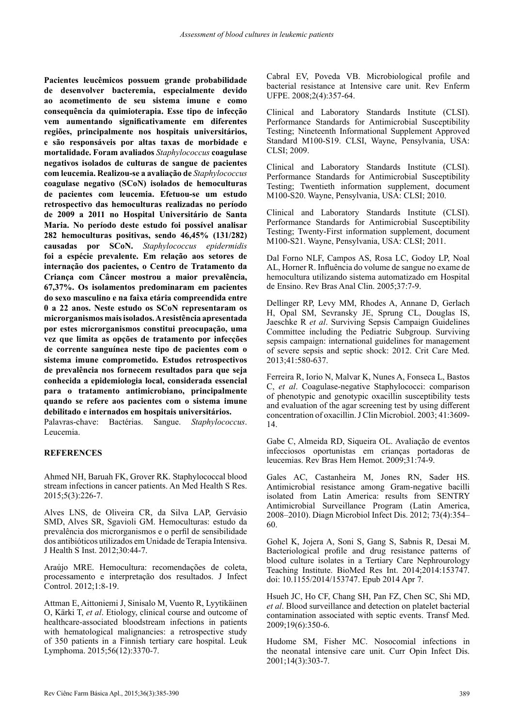**Pacientes leucêmicos possuem grande probabilidade de desenvolver bacteremia, especialmente devido ao acometimento de seu sistema imune e como consequência da quimioterapia. Esse tipo de infecção vem aumentando significativamente em diferentes regiões, principalmente nos hospitais universitários, e são responsáveis por altas taxas de morbidade e mortalidade. Foram avaliados *Staphylococcus* coagulase negativos isolados de culturas de sangue de pacientes com leucemia. Realizou-se a avaliação de *Staphylococcus* coagulase negativo (SCoN) isolados de hemoculturas de pacientes com leucemia. Efetuou-se um estudo retrospectivo das hemoculturas realizadas no período de 2009 a 2011 no Hospital Universitário de Santa Maria. No período deste estudo foi possível analisar 282 hemoculturas positivas, sendo 46,45% (131/282) causadas por SCoN. *Staphylococcus epidermidis* foi a espécie prevalente. Em relação aos setores de internação dos pacientes, o Centro de Tratamento da Criança com Câncer mostrou a maior prevalência, 67,37%. Os isolamentos predominaram em pacientes do sexo masculino e na faixa etária compreendida entre 0 a 22 anos. Neste estudo os SCoN representaram os microrganismos mais isolados. A resistência apresentada por estes microrganismos constitui preocupação, uma vez que limita as opções de tratamento por infecções de corrente sanguínea neste tipo de pacientes com o sistema imune comprometido. Estudos retrospectivos de prevalência nos fornecem resultados para que seja conhecida a epidemiologia local, considerada essencial para o tratamento antimicrobiano, principalmente quando se refere aos pacientes com o sistema imune debilitado e internados em hospitais universitários.**

Palavras-chave: Bactérias. Sangue. *Staphylococcus*. Leucemia.

## REFERENCES

Ahmed NH, Baruah FK, Grover RK. Staphylococcal blood stream infections in cancer patients. An Med Health S Res. 2015;5(3):226-7.

Alves LNS, de Oliveira CR, da Silva LAP, Gervásio SMD, Alves SR, Sgavioli GM. Hemoculturas: estudo da prevalência dos microrganismos e o perfil de sensibilidade dos antibióticos utilizados em Unidade de Terapia Intensiva. J Health S Inst. 2012;30:44-7.

Araújo MRE. Hemocultura: recomendações de coleta, processamento e interpretação dos resultados. J Infect Control. 2012;1:8-19.

Attman E, Aittoniemi J, Sinisalo M, Vuento R, Lyytikäinen O, Kärki T, *et al*. Etiology, clinical course and outcome of healthcare-associated bloodstream infections in patients with hematological malignancies: a retrospective study of 350 patients in a Finnish tertiary care hospital. Leuk Lymphoma. 2015;56(12):3370-7.

Cabral EV, Poveda VB. Microbiological profile and bacterial resistance at Intensive care unit. Rev Enferm UFPE. 2008;2(4):357-64.

Clinical and Laboratory Standards Institute (CLSI). Performance Standards for Antimicrobial Susceptibility Testing; Nineteenth Informational Supplement Approved Standard M100-S19. CLSI, Wayne, Pensylvania, USA: CLSI; 2009.

Clinical and Laboratory Standards Institute (CLSI). Performance Standards for Antimicrobial Susceptibility Testing; Twentieth information supplement, document M100-S20. Wayne, Pensylvania, USA: CLSI; 2010.

Clinical and Laboratory Standards Institute (CLSI). Performance Standards for Antimicrobial Susceptibility Testing; Twenty-First information supplement, document M100-S21. Wayne, Pensylvania, USA: CLSI; 2011.

Dal Forno NLF, Campos AS, Rosa LC, Godoy LP, Noal AL, Horner R. Influência do volume de sangue no exame de hemocultura utilizando sistema automatizado em Hospital de Ensino. Rev Bras Anal Clin. 2005;37:7-9.

Dellinger RP, Levy MM, Rhodes A, Annane D, Gerlach H, Opal SM, Sevransky JE, Sprung CL, Douglas IS, Jaeschke R *et al*. Surviving Sepsis Campaign Guidelines Committee including the Pediatric Subgroup. Surviving sepsis campaign: international guidelines for management of severe sepsis and septic shock: 2012. Crit Care Med. 2013;41:580-637.

Ferreira R, Iorio N, Malvar K, Nunes A, Fonseca L, Bastos C, *et al*. Coagulase-negative Staphylococci: comparison of phenotypic and genotypic oxacillin susceptibility tests and evaluation of the agar screening test by using different concentration of oxacillin. J Clin Microbiol. 2003; 41:3609-14.

Gabe C, Almeida RD, Siqueira OL. Avaliação de eventos infecciosos oportunistas em crianças portadoras de leucemias. Rev Bras Hem Hemot. 2009;31:74-9.

Gales AC, Castanheira M, Jones RN, Sader HS. Antimicrobial resistance among Gram-negative bacilli isolated from Latin America: results from SENTRY Antimicrobial Surveillance Program (Latin America, 2008–2010). Diagn Microbiol Infect Dis. 2012; 73(4):354–60.

Gohel K, Jojera A, Soni S, Gang S, Sabnis R, Desai M. Bacteriological profile and drug resistance patterns of blood culture isolates in a Tertiary Care Nephrourology Teaching Institute. BioMed Res Int. 2014;2014:153747. doi: 10.1155/2014/153747. Epub 2014 Apr 7.

Hsueh JC, Ho CF, Chang SH, Pan FZ, Chen SC, Shi MD, *et al*. Blood surveillance and detection on platelet bacterial contamination associated with septic events. Transf Med. 2009;19(6):350-6.

Hudome SM, Fisher MC. Nosocomial infections in the neonatal intensive care unit. Curr Opin Infect Dis. 2001;14(3):303-7.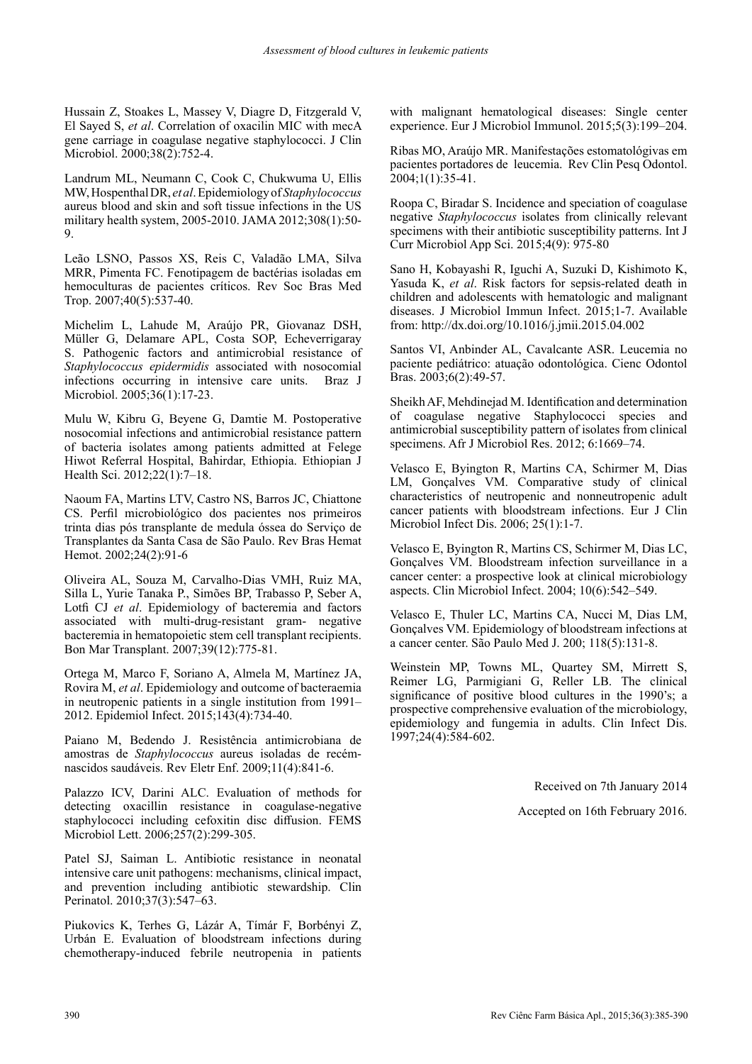Hussain Z, Stoakes L, Massey V, Diagre D, Fitzgerald V, El Sayed S, *et al*. Correlation of oxacilin MIC with mecA gene carriage in coagulase negative staphylococci. J Clin Microbiol. 2000;38(2):752-4.

Landrum ML, Neumann C, Cook C, Chukwuma U, Ellis MW, Hospenthal DR, *et al*. Epidemiology of *Staphylococcus* aureus blood and skin and soft tissue infections in the US military health system, 2005-2010. JAMA 2012;308(1):50-9.

Leão LSNO, Passos XS, Reis C, Valadão LMA, Silva MRR, Pimenta FC. Fenotipagem de bactérias isoladas em hemoculturas de pacientes críticos. Rev Soc Bras Med Trop. 2007;40(5):537-40.

Michelim L, Lahude M, Araújo PR, Giovanaz DSH, Müller G, Delamare APL, Costa SOP, Echeverrigaray S. Pathogenic factors and antimicrobial resistance of *Staphylococcus epidermidis* associated with nosocomial infections occurring in intensive care units. Braz J Microbiol. 2005;36(1):17-23.

Mulu W, Kibru G, Beyene G, Damtie M. Postoperative nosocomial infections and antimicrobial resistance pattern of bacteria isolates among patients admitted at Felege Hiwot Referral Hospital, Bahirdar, Ethiopia. Ethiopian J Health Sci. 2012;22(1):7–18.

Naoum FA, Martins LTV, Castro NS, Barros JC, Chiattone CS. Perfil microbiológico dos pacientes nos primeiros trinta dias pós transplante de medula óssea do Serviço de Transplantes da Santa Casa de São Paulo. Rev Bras Hemat Hemot. 2002;24(2):91-6

Oliveira AL, Souza M, Carvalho-Dias VMH, Ruiz MA, Silla L, Yurie Tanaka P., Simões BP, Trabasso P, Seber A, Lotfi CJ *et al*. Epidemiology of bacteremia and factors associated with multi-drug-resistant gram- negative bacteremia in hematopoietic stem cell transplant recipients. Bon Mar Transplant. 2007;39(12):775-81.

Ortega M, Marco F, Soriano A, Almela M, Martínez JA, Rovira M, *et al*. Epidemiology and outcome of bacteraemia in neutropenic patients in a single institution from 1991–2012. Epidemiol Infect. 2015;143(4):734-40.

Paiano M, Bedendo J. Resistência antimicrobiana de amostras de *Staphylococcus* aureus isoladas de recém-nascidos saudáveis. Rev Eletr Enf. 2009;11(4):841-6.

Palazzo ICV, Darini ALC. Evaluation of methods for detecting oxacillin resistance in coagulase-negative staphylococci including cefoxitin disc diffusion. FEMS Microbiol Lett. 2006;257(2):299-305.

Patel SJ, Saiman L. Antibiotic resistance in neonatal intensive care unit pathogens: mechanisms, clinical impact, and prevention including antibiotic stewardship. Clin Perinatol. 2010;37(3):547–63.

Piukovics K, Terhes G, Lázár A, Tímár F, Borbényi Z, Urbán E. Evaluation of bloodstream infections during chemotherapy-induced febrile neutropenia in patients with malignant hematological diseases: Single center experience. Eur J Microbiol Immunol. 2015;5(3):199–204.

Ribas MO, Araújo MR. Manifestações estomatológivas em pacientes portadores de leucemia. Rev Clin Pesq Odontol. 2004;1(1):35-41.

Roopa C, Biradar S. Incidence and speciation of coagulase negative *Staphylococcus* isolates from clinically relevant specimens with their antibiotic susceptibility patterns. Int J Curr Microbiol App Sci. 2015;4(9): 975-80

Sano H, Kobayashi R, Iguchi A, Suzuki D, Kishimoto K, Yasuda K, *et al*. Risk factors for sepsis-related death in children and adolescents with hematologic and malignant diseases. J Microbiol Immun Infect. 2015;1-7. Available from: http://dx.doi.org/10.1016/j.jmii.2015.04.002

Santos VI, Anbinder AL, Cavalcante ASR. Leucemia no paciente pediátrico: atuação odontológica. Cienc Odontol Bras. 2003;6(2):49-57.

Sheikh AF, Mehdinejad M. Identification and determination of coagulase negative Staphylococci species and antimicrobial susceptibility pattern of isolates from clinical specimens. Afr J Microbiol Res. 2012; 6:1669–74.

Velasco E, Byington R, Martins CA, Schirmer M, Dias LM, Gonçalves VM. Comparative study of clinical characteristics of neutropenic and nonneutropenic adult cancer patients with bloodstream infections. Eur J Clin Microbiol Infect Dis. 2006; 25(1):1-7.

Velasco E, Byington R, Martins CS, Schirmer M, Dias LC, Gonçalves VM. Bloodstream infection surveillance in a cancer center: a prospective look at clinical microbiology aspects. Clin Microbiol Infect. 2004; 10(6):542–549.

Velasco E, Thuler LC, Martins CA, Nucci M, Dias LM, Gonçalves VM. Epidemiology of bloodstream infections at a cancer center. São Paulo Med J. 200; 118(5):131-8.

Weinstein MP, Towns ML, Quartey SM, Mirrett S, Reimer LG, Parmigiani G, Reller LB. The clinical significance of positive blood cultures in the 1990's; a prospective comprehensive evaluation of the microbiology, epidemiology and fungemia in adults. Clin Infect Dis. 1997;24(4):584-602.

Received on 7th January 2014

Accepted on 16th February 2016.